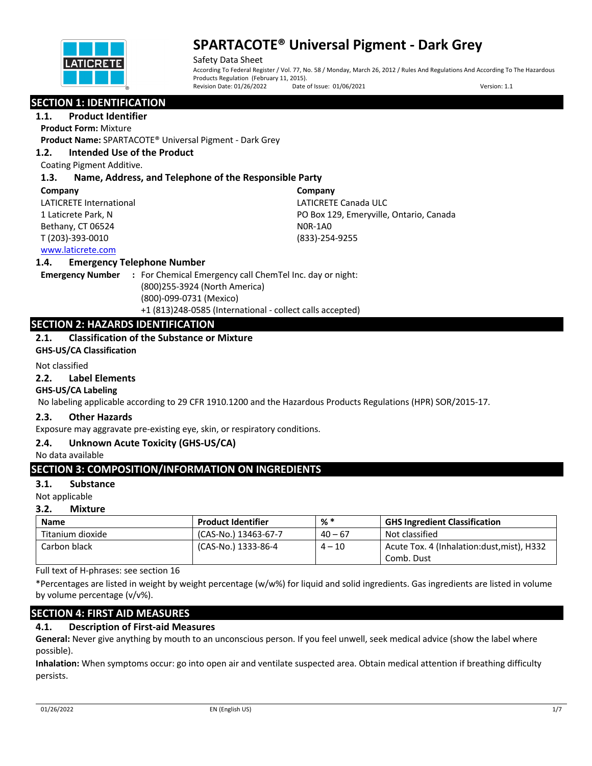# SPARTACOTE® Universal Pigment - Dark Grey

Safety Data Sheet

According To Federal Register / Vol. 77, No. 58 / Monday, March 26, 2012 / Rules And Regulations And According To The Hazardous Products Regulation (February 11, 2015).

Revision Date: 01/26/2022 Date of Issue: 01/06/2021 Version: 1.1

## SECTION 1: IDENTIFICATION

### 1.1. Product Identifier

**Product Form:** Mixture

**Product Name:** SPARTACOTE® Universal Pigment - Dark Grey

### 1.2. Intended Use of the Product

Coating Pigment Additive.

### 1.3. Name, Address, and Telephone of the Responsible Party

**Company**
LATICRETE International
1 Laticrete Park, N
Bethany, CT 06524
T (203)-393-0010
www.laticrete.com

**Company**
LATICRETE Canada ULC
PO Box 129, Emeryville, Ontario, Canada
N0R-1A0
(833)-254-9255

### 1.4. Emergency Telephone Number

**Emergency Number** : For Chemical Emergency call ChemTel Inc. day or night:
(800)255-3924 (North America)
(800)-099-0731 (Mexico)
+1 (813)248-0585 (International - collect calls accepted)

## SECTION 2: HAZARDS IDENTIFICATION

### 2.1. Classification of the Substance or Mixture

**GHS-US/CA Classification**

Not classified

### 2.2. Label Elements

**GHS-US/CA Labeling**

No labeling applicable according to 29 CFR 1910.1200 and the Hazardous Products Regulations (HPR) SOR/2015-17.

### 2.3. Other Hazards

Exposure may aggravate pre-existing eye, skin, or respiratory conditions.

### 2.4. Unknown Acute Toxicity (GHS-US/CA)

No data available

## SECTION 3: COMPOSITION/INFORMATION ON INGREDIENTS

### 3.1. Substance

Not applicable

### 3.2. Mixture

| Name | Product Identifier | % * | GHS Ingredient Classification |
|---|---|---|---|
| Titanium dioxide | (CAS-No.) 13463-67-7 | 40 – 67 | Not classified |
| Carbon black | (CAS-No.) 1333-86-4 | 4 – 10 | Acute Tox. 4 (Inhalation:dust,mist), H332<br>Comb. Dust |

Full text of H-phrases: see section 16

*Percentages are listed in weight by weight percentage (w/w%) for liquid and solid ingredients. Gas ingredients are listed in volume by volume percentage (v/v%).

## SECTION 4: FIRST AID MEASURES

### 4.1. Description of First-aid Measures

**General:** Never give anything by mouth to an unconscious person. If you feel unwell, seek medical advice (show the label where possible).

**Inhalation:** When symptoms occur: go into open air and ventilate suspected area. Obtain medical attention if breathing difficulty persists.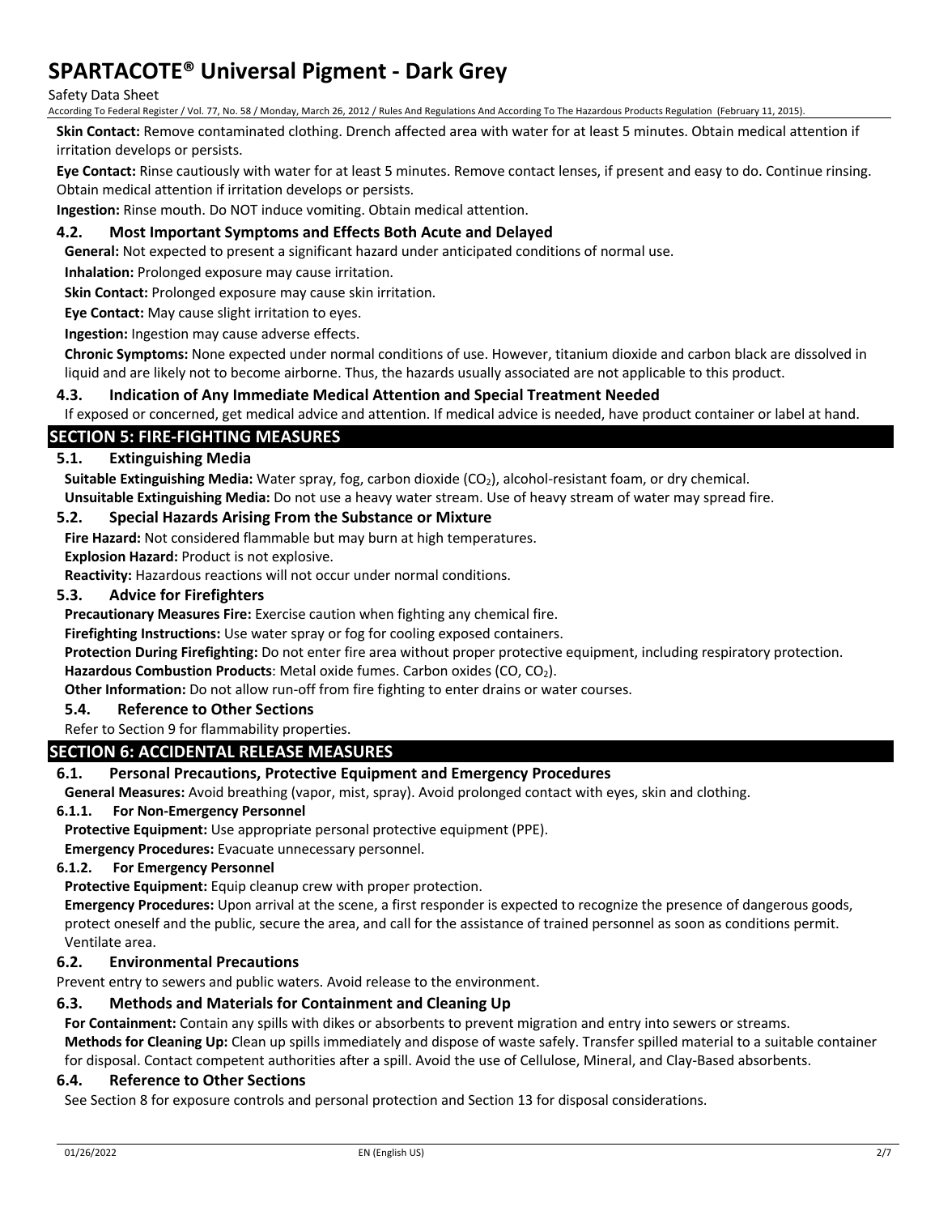**Skin Contact:** Remove contaminated clothing. Drench affected area with water for at least 5 minutes. Obtain medical attention if irritation develops or persists.

**Eye Contact:** Rinse cautiously with water for at least 5 minutes. Remove contact lenses, if present and easy to do. Continue rinsing. Obtain medical attention if irritation develops or persists.

**Ingestion:** Rinse mouth. Do NOT induce vomiting. Obtain medical attention.

### 4.2. Most Important Symptoms and Effects Both Acute and Delayed

**General:** Not expected to present a significant hazard under anticipated conditions of normal use.

**Inhalation:** Prolonged exposure may cause irritation.

**Skin Contact:** Prolonged exposure may cause skin irritation.

**Eye Contact:** May cause slight irritation to eyes.

**Ingestion:** Ingestion may cause adverse effects.

**Chronic Symptoms:** None expected under normal conditions of use. However, titanium dioxide and carbon black are dissolved in liquid and are likely not to become airborne. Thus, the hazards usually associated are not applicable to this product.

### 4.3. Indication of Any Immediate Medical Attention and Special Treatment Needed

If exposed or concerned, get medical advice and attention. If medical advice is needed, have product container or label at hand.

## SECTION 5: FIRE-FIGHTING MEASURES

### 5.1. Extinguishing Media

**Suitable Extinguishing Media:** Water spray, fog, carbon dioxide ($CO_2$), alcohol-resistant foam, or dry chemical.

**Unsuitable Extinguishing Media:** Do not use a heavy water stream. Use of heavy stream of water may spread fire.

### 5.2. Special Hazards Arising From the Substance or Mixture

**Fire Hazard:** Not considered flammable but may burn at high temperatures.

**Explosion Hazard:** Product is not explosive.

**Reactivity:** Hazardous reactions will not occur under normal conditions.

### 5.3. Advice for Firefighters

**Precautionary Measures Fire:** Exercise caution when fighting any chemical fire.

**Firefighting Instructions:** Use water spray or fog for cooling exposed containers.

**Protection During Firefighting:** Do not enter fire area without proper protective equipment, including respiratory protection.

**Hazardous Combustion Products**: Metal oxide fumes. Carbon oxides ($CO$, $CO_2$).

**Other Information:** Do not allow run-off from fire fighting to enter drains or water courses.

### 5.4. Reference to Other Sections

Refer to Section 9 for flammability properties.

## SECTION 6: ACCIDENTAL RELEASE MEASURES

### 6.1. Personal Precautions, Protective Equipment and Emergency Procedures

**General Measures:** Avoid breathing (vapor, mist, spray). Avoid prolonged contact with eyes, skin and clothing.

#### 6.1.1. For Non-Emergency Personnel

**Protective Equipment:** Use appropriate personal protective equipment (PPE).

**Emergency Procedures:** Evacuate unnecessary personnel.

#### 6.1.2. For Emergency Personnel

**Protective Equipment:** Equip cleanup crew with proper protection.

**Emergency Procedures:** Upon arrival at the scene, a first responder is expected to recognize the presence of dangerous goods, protect oneself and the public, secure the area, and call for the assistance of trained personnel as soon as conditions permit. Ventilate area.

### 6.2. Environmental Precautions

Prevent entry to sewers and public waters. Avoid release to the environment.

### 6.3. Methods and Materials for Containment and Cleaning Up

**For Containment:** Contain any spills with dikes or absorbents to prevent migration and entry into sewers or streams.

**Methods for Cleaning Up:** Clean up spills immediately and dispose of waste safely. Transfer spilled material to a suitable container for disposal. Contact competent authorities after a spill. Avoid the use of Cellulose, Mineral, and Clay-Based absorbents.

### 6.4. Reference to Other Sections

See Section 8 for exposure controls and personal protection and Section 13 for disposal considerations.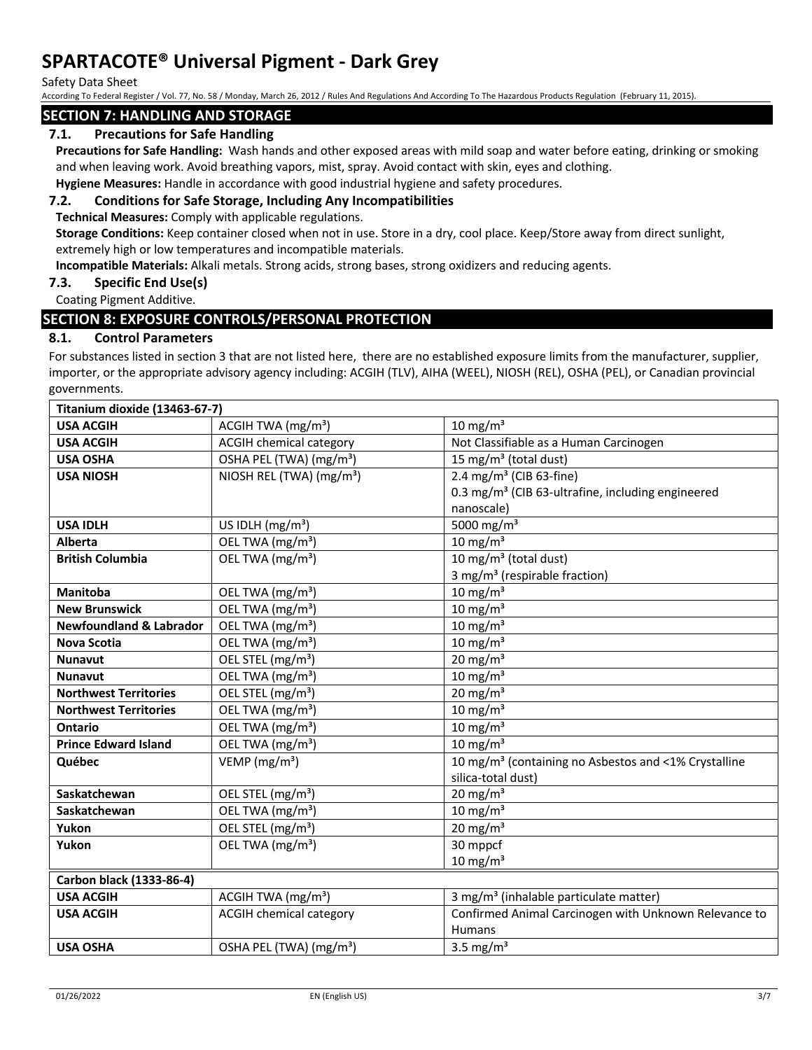## SECTION 7: HANDLING AND STORAGE

### 7.1. Precautions for Safe Handling

**Precautions for Safe Handling:** Wash hands and other exposed areas with mild soap and water before eating, drinking or smoking and when leaving work. Avoid breathing vapors, mist, spray. Avoid contact with skin, eyes and clothing.

**Hygiene Measures:** Handle in accordance with good industrial hygiene and safety procedures.

### 7.2. Conditions for Safe Storage, Including Any Incompatibilities

**Technical Measures:** Comply with applicable regulations.

**Storage Conditions:** Keep container closed when not in use. Store in a dry, cool place. Keep/Store away from direct sunlight, extremely high or low temperatures and incompatible materials.

**Incompatible Materials:** Alkali metals. Strong acids, strong bases, strong oxidizers and reducing agents.

### 7.3. Specific End Use(s)

Coating Pigment Additive.

## SECTION 8: EXPOSURE CONTROLS/PERSONAL PROTECTION

### 8.1. Control Parameters

For substances listed in section 3 that are not listed here, there are no established exposure limits from the manufacturer, supplier, importer, or the appropriate advisory agency including: ACGIH (TLV), AIHA (WEEL), NIOSH (REL), OSHA (PEL), or Canadian provincial governments.

| **Titanium dioxide (13463-67-7)** | | |
|---|---|---|
| **USA ACGIH** | ACGIH TWA (mg/m³) | 10 mg/m³ |
| **USA ACGIH** | ACGIH chemical category | Not Classifiable as a Human Carcinogen |
| **USA OSHA** | OSHA PEL (TWA) (mg/m³) | 15 mg/m³ (total dust) |
| **USA NIOSH** | NIOSH REL (TWA) (mg/m³) | 2.4 mg/m³ (CIB 63-fine)<br>0.3 mg/m³ (CIB 63-ultrafine, including engineered nanoscale) |
| **USA IDLH** | US IDLH (mg/m³) | 5000 mg/m³ |
| **Alberta** | OEL TWA (mg/m³) | 10 mg/m³ |
| **British Columbia** | OEL TWA (mg/m³) | 10 mg/m³ (total dust)<br>3 mg/m³ (respirable fraction) |
| **Manitoba** | OEL TWA (mg/m³) | 10 mg/m³ |
| **New Brunswick** | OEL TWA (mg/m³) | 10 mg/m³ |
| **Newfoundland & Labrador** | OEL TWA (mg/m³) | 10 mg/m³ |
| **Nova Scotia** | OEL TWA (mg/m³) | 10 mg/m³ |
| **Nunavut** | OEL STEL (mg/m³) | 20 mg/m³ |
| **Nunavut** | OEL TWA (mg/m³) | 10 mg/m³ |
| **Northwest Territories** | OEL STEL (mg/m³) | 20 mg/m³ |
| **Northwest Territories** | OEL TWA (mg/m³) | 10 mg/m³ |
| **Ontario** | OEL TWA (mg/m³) | 10 mg/m³ |
| **Prince Edward Island** | OEL TWA (mg/m³) | 10 mg/m³ |
| **Québec** | VEMP (mg/m³) | 10 mg/m³ (containing no Asbestos and <1% Crystalline silica-total dust) |
| **Saskatchewan** | OEL STEL (mg/m³) | 20 mg/m³ |
| **Saskatchewan** | OEL TWA (mg/m³) | 10 mg/m³ |
| **Yukon** | OEL STEL (mg/m³) | 20 mg/m³ |
| **Yukon** | OEL TWA (mg/m³) | 30 mppcf<br>10 mg/m³ |
| **Carbon black (1333-86-4)** | | |
| **USA ACGIH** | ACGIH TWA (mg/m³) | 3 mg/m³ (inhalable particulate matter) |
| **USA ACGIH** | ACGIH chemical category | Confirmed Animal Carcinogen with Unknown Relevance to Humans |
| **USA OSHA** | OSHA PEL (TWA) (mg/m³) | 3.5 mg/m³ |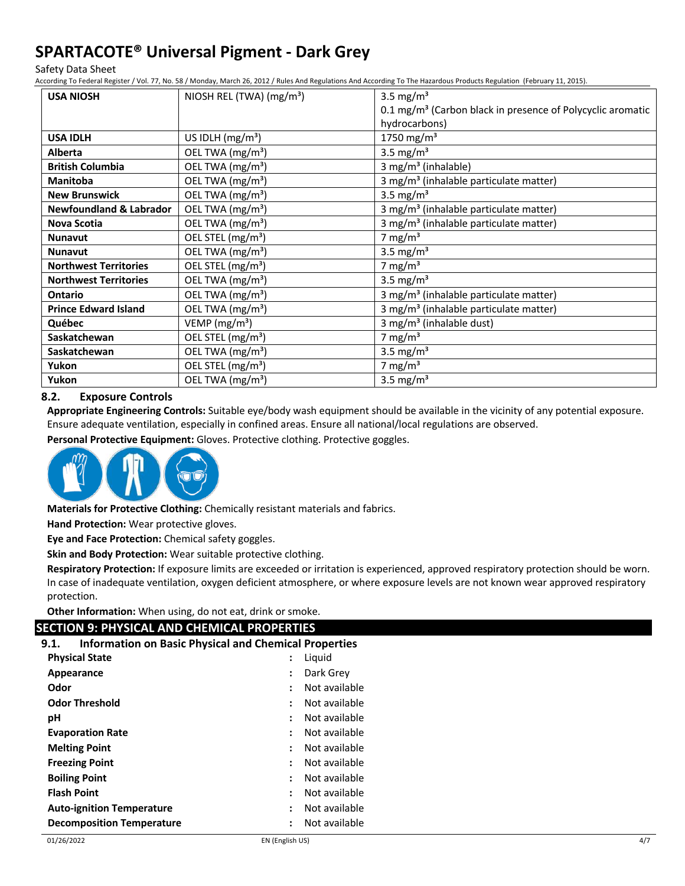| USA NIOSH | NIOSH REL (TWA) (mg/m³) | 3.5 mg/m³<br>0.1 mg/m³ (Carbon black in presence of Polycyclic aromatic hydrocarbons) |
|---|---|---|
| USA IDLH | US IDLH (mg/m³) | 1750 mg/m³ |
| Alberta | OEL TWA (mg/m³) | 3.5 mg/m³ |
| British Columbia | OEL TWA (mg/m³) | 3 mg/m³ (inhalable) |
| Manitoba | OEL TWA (mg/m³) | 3 mg/m³ (inhalable particulate matter) |
| New Brunswick | OEL TWA (mg/m³) | 3.5 mg/m³ |
| Newfoundland & Labrador | OEL TWA (mg/m³) | 3 mg/m³ (inhalable particulate matter) |
| Nova Scotia | OEL TWA (mg/m³) | 3 mg/m³ (inhalable particulate matter) |
| Nunavut | OEL STEL (mg/m³) | 7 mg/m³ |
| Nunavut | OEL TWA (mg/m³) | 3.5 mg/m³ |
| Northwest Territories | OEL STEL (mg/m³) | 7 mg/m³ |
| Northwest Territories | OEL TWA (mg/m³) | 3.5 mg/m³ |
| Ontario | OEL TWA (mg/m³) | 3 mg/m³ (inhalable particulate matter) |
| Prince Edward Island | OEL TWA (mg/m³) | 3 mg/m³ (inhalable particulate matter) |
| Québec | VEMP (mg/m³) | 3 mg/m³ (inhalable dust) |
| Saskatchewan | OEL STEL (mg/m³) | 7 mg/m³ |
| Saskatchewan | OEL TWA (mg/m³) | 3.5 mg/m³ |
| Yukon | OEL STEL (mg/m³) | 7 mg/m³ |
| Yukon | OEL TWA (mg/m³) | 3.5 mg/m³ |

### 8.2. Exposure Controls

**Appropriate Engineering Controls:** Suitable eye/body wash equipment should be available in the vicinity of any potential exposure. Ensure adequate ventilation, especially in confined areas. Ensure all national/local regulations are observed.

**Personal Protective Equipment:** Gloves. Protective clothing. Protective goggles.

**Materials for Protective Clothing:** Chemically resistant materials and fabrics.

**Hand Protection:** Wear protective gloves.

**Eye and Face Protection:** Chemical safety goggles.

**Skin and Body Protection:** Wear suitable protective clothing.

**Respiratory Protection:** If exposure limits are exceeded or irritation is experienced, approved respiratory protection should be worn. In case of inadequate ventilation, oxygen deficient atmosphere, or where exposure levels are not known wear approved respiratory protection.

**Other Information:** When using, do not eat, drink or smoke.

## SECTION 9: PHYSICAL AND CHEMICAL PROPERTIES

### 9.1. Information on Basic Physical and Chemical Properties

| | | |
|---|---|---|
| **Physical State** | : | Liquid |
| **Appearance** | : | Dark Grey |
| **Odor** | : | Not available |
| **Odor Threshold** | : | Not available |
| **pH** | : | Not available |
| **Evaporation Rate** | : | Not available |
| **Melting Point** | : | Not available |
| **Freezing Point** | : | Not available |
| **Boiling Point** | : | Not available |
| **Flash Point** | : | Not available |
| **Auto-ignition Temperature** | : | Not available |
| **Decomposition Temperature** | : | Not available |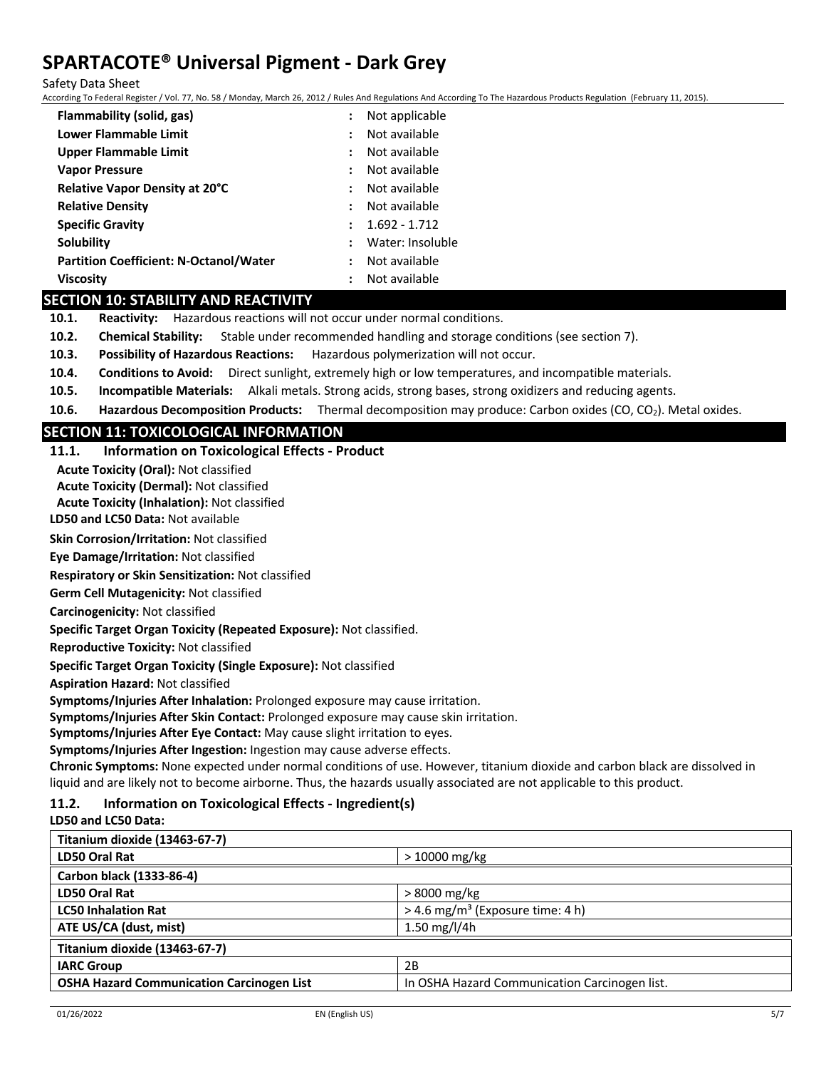| | | |
|---|---|---|
| **Flammability (solid, gas)** | : | Not applicable |
| **Lower Flammable Limit** | : | Not available |
| **Upper Flammable Limit** | : | Not available |
| **Vapor Pressure** | : | Not available |
| **Relative Vapor Density at 20°C** | : | Not available |
| **Relative Density** | : | Not available |
| **Specific Gravity** | : | 1.692 - 1.712 |
| **Solubility** | : | Water: Insoluble |
| **Partition Coefficient: N-Octanol/Water** | : | Not available |
| **Viscosity** | : | Not available |

## SECTION 10: STABILITY AND REACTIVITY

**10.1. Reactivity:** Hazardous reactions will not occur under normal conditions.

**10.2. Chemical Stability:** Stable under recommended handling and storage conditions (see section 7).

**10.3. Possibility of Hazardous Reactions:** Hazardous polymerization will not occur.

**10.4. Conditions to Avoid:** Direct sunlight, extremely high or low temperatures, and incompatible materials.

**10.5. Incompatible Materials:** Alkali metals. Strong acids, strong bases, strong oxidizers and reducing agents.

**10.6. Hazardous Decomposition Products:** Thermal decomposition may produce: Carbon oxides ($CO$, $CO_2$). Metal oxides.

## SECTION 11: TOXICOLOGICAL INFORMATION

### 11.1. Information on Toxicological Effects - Product

**Acute Toxicity (Oral):** Not classified

**Acute Toxicity (Dermal):** Not classified

**Acute Toxicity (Inhalation):** Not classified

**LD50 and LC50 Data:** Not available

**Skin Corrosion/Irritation:** Not classified

**Eye Damage/Irritation:** Not classified

**Respiratory or Skin Sensitization:** Not classified

**Germ Cell Mutagenicity:** Not classified

**Carcinogenicity:** Not classified

**Specific Target Organ Toxicity (Repeated Exposure):** Not classified.

**Reproductive Toxicity:** Not classified

**Specific Target Organ Toxicity (Single Exposure):** Not classified

**Aspiration Hazard:** Not classified

**Symptoms/Injuries After Inhalation:** Prolonged exposure may cause irritation.

**Symptoms/Injuries After Skin Contact:** Prolonged exposure may cause skin irritation.

**Symptoms/Injuries After Eye Contact:** May cause slight irritation to eyes.

**Symptoms/Injuries After Ingestion:** Ingestion may cause adverse effects.

**Chronic Symptoms:** None expected under normal conditions of use. However, titanium dioxide and carbon black are dissolved in liquid and are likely not to become airborne. Thus, the hazards usually associated are not applicable to this product.

### 11.2. Information on Toxicological Effects - Ingredient(s)

**LD50 and LC50 Data:**

| **Titanium dioxide (13463-67-7)** | |
|---|---|
| **LD50 Oral Rat** | > 10000 mg/kg |
| **Carbon black (1333-86-4)** | |
| **LD50 Oral Rat** | > 8000 mg/kg |
| **LC50 Inhalation Rat** | > 4.6 mg/m³ (Exposure time: 4 h) |
| **ATE US/CA (dust, mist)** | 1.50 mg/l/4h |

| **Titanium dioxide (13463-67-7)** | |
|---|---|
| **IARC Group** | 2B |
| **OSHA Hazard Communication Carcinogen List** | In OSHA Hazard Communication Carcinogen list. |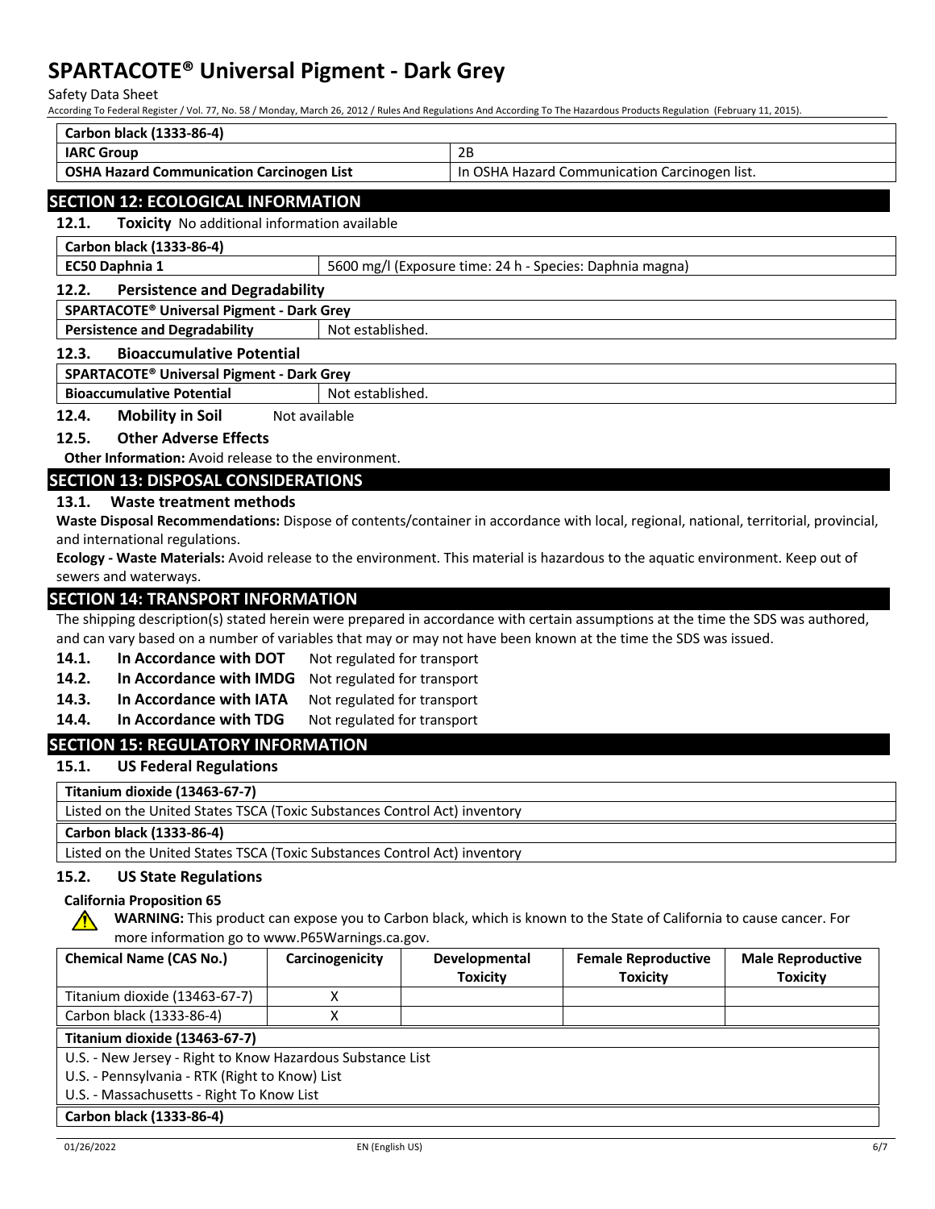| Carbon black (1333-86-4) | |
|---|---|
| IARC Group | 2B |
| OSHA Hazard Communication Carcinogen List | In OSHA Hazard Communication Carcinogen list. |

## SECTION 12: ECOLOGICAL INFORMATION

**12.1. Toxicity** No additional information available

| Carbon black (1333-86-4) | |
|---|---|
| EC50 Daphnia 1 | 5600 mg/l (Exposure time: 24 h - Species: Daphnia magna) |

### 12.2. Persistence and Degradability

| SPARTACOTE® Universal Pigment - Dark Grey | |
|---|---|
| Persistence and Degradability | Not established. |

### 12.3. Bioaccumulative Potential

| SPARTACOTE® Universal Pigment - Dark Grey | |
|---|---|
| Bioaccumulative Potential | Not established. |

**12.4. Mobility in Soil** Not available

### 12.5. Other Adverse Effects

**Other Information:** Avoid release to the environment.

## SECTION 13: DISPOSAL CONSIDERATIONS

### 13.1. Waste treatment methods

**Waste Disposal Recommendations:** Dispose of contents/container in accordance with local, regional, national, territorial, provincial, and international regulations.

**Ecology - Waste Materials:** Avoid release to the environment. This material is hazardous to the aquatic environment. Keep out of sewers and waterways.

## SECTION 14: TRANSPORT INFORMATION

The shipping description(s) stated herein were prepared in accordance with certain assumptions at the time the SDS was authored, and can vary based on a number of variables that may or may not have been known at the time the SDS was issued.

**14.1. In Accordance with DOT** Not regulated for transport

**14.2. In Accordance with IMDG** Not regulated for transport

**14.3. In Accordance with IATA** Not regulated for transport

**14.4. In Accordance with TDG** Not regulated for transport

## SECTION 15: REGULATORY INFORMATION

### 15.1. US Federal Regulations

| Titanium dioxide (13463-67-7) |
|---|
| Listed on the United States TSCA (Toxic Substances Control Act) inventory |

| Carbon black (1333-86-4) |
|---|
| Listed on the United States TSCA (Toxic Substances Control Act) inventory |

### 15.2. US State Regulations

**California Proposition 65**

**WARNING:** This product can expose you to Carbon black, which is known to the State of California to cause cancer. For more information go to www.P65Warnings.ca.gov.

| Chemical Name (CAS No.) | Carcinogenicity | Developmental Toxicity | Female Reproductive Toxicity | Male Reproductive Toxicity |
|---|---|---|---|---|
| Titanium dioxide (13463-67-7) | X | | | |
| Carbon black (1333-86-4) | X | | | |

| Titanium dioxide (13463-67-7) |
|---|
| U.S. - New Jersey - Right to Know Hazardous Substance List |
| U.S. - Pennsylvania - RTK (Right to Know) List |
| U.S. - Massachusetts - Right To Know List |

| Carbon black (1333-86-4) |
|---|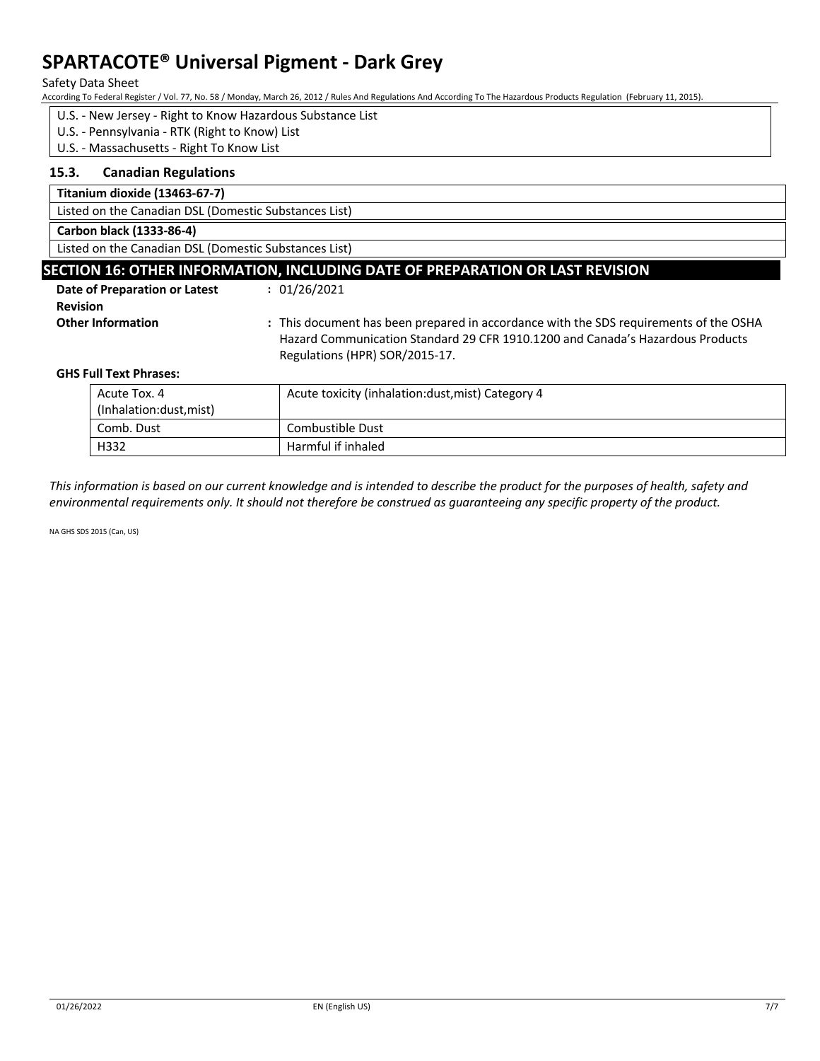U.S. - New Jersey - Right to Know Hazardous Substance List
U.S. - Pennsylvania - RTK (Right to Know) List
U.S. - Massachusetts - Right To Know List

### 15.3. Canadian Regulations

**Titanium dioxide (13463-67-7)**

Listed on the Canadian DSL (Domestic Substances List)

**Carbon black (1333-86-4)**

Listed on the Canadian DSL (Domestic Substances List)

## SECTION 16: OTHER INFORMATION, INCLUDING DATE OF PREPARATION OR LAST REVISION

**Date of Preparation or Latest Revision** : 01/26/2021

**Other Information** : This document has been prepared in accordance with the SDS requirements of the OSHA Hazard Communication Standard 29 CFR 1910.1200 and Canada's Hazardous Products Regulations (HPR) SOR/2015-17.

**GHS Full Text Phrases:**

| | |
|---|---|
| Acute Tox. 4 (Inhalation:dust,mist) | Acute toxicity (inhalation:dust,mist) Category 4 |
| Comb. Dust | Combustible Dust |
| H332 | Harmful if inhaled |

*This information is based on our current knowledge and is intended to describe the product for the purposes of health, safety and environmental requirements only. It should not therefore be construed as guaranteeing any specific property of the product.*

NA GHS SDS 2015 (Can, US)